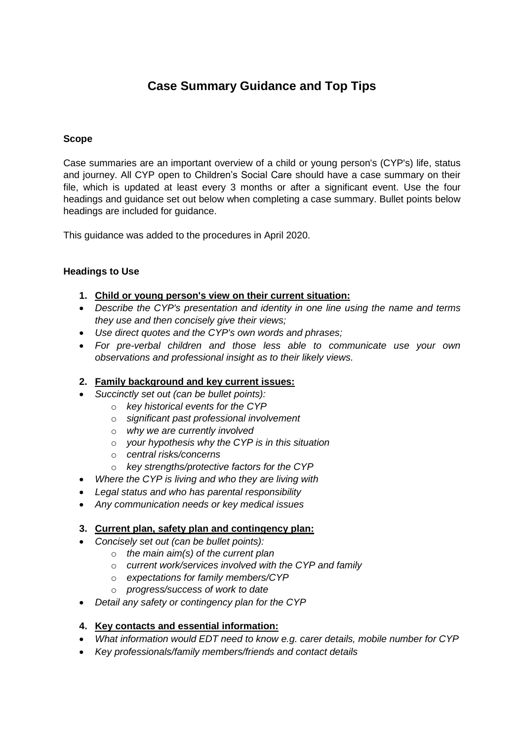# Case Summary Guidance and Top Tips

**Scope**

Case summaries are an important overview of a child or young person's (CYP's) life, status and journey. All CYP open to Children's Social Care should have a case summary on their file, which is updated at least every 3 months or after a significant event. Use the four headings and guidance set out below when completing a case summary. Bullet points below headings are included for guidance.

This guidance was added to the procedures in April 2020.

**Headings to Use**

1. **Child or young person's view on their current situation:**

- *Describe the CYP's presentation and identity in one line using the name and terms they use and then concisely give their views;*
- *Use direct quotes and the CYP's own words and phrases;*
- *For pre-verbal children and those less able to communicate use your own observations and professional insight as to their likely views.*

2. **Family background and key current issues:**

- *Succinctly set out (can be bullet points):*
  - *key historical events for the CYP*
  - *significant past professional involvement*
  - *why we are currently involved*
  - *your hypothesis why the CYP is in this situation*
  - *central risks/concerns*
  - *key strengths/protective factors for the CYP*
- *Where the CYP is living and who they are living with*
- *Legal status and who has parental responsibility*
- *Any communication needs or key medical issues*

3. **Current plan, safety plan and contingency plan:**

- *Concisely set out (can be bullet points):*
  - *the main aim(s) of the current plan*
  - *current work/services involved with the CYP and family*
  - *expectations for family members/CYP*
  - *progress/success of work to date*
- *Detail any safety or contingency plan for the CYP*

4. **Key contacts and essential information:**

- *What information would EDT need to know e.g. carer details, mobile number for CYP*
- *Key professionals/family members/friends and contact details*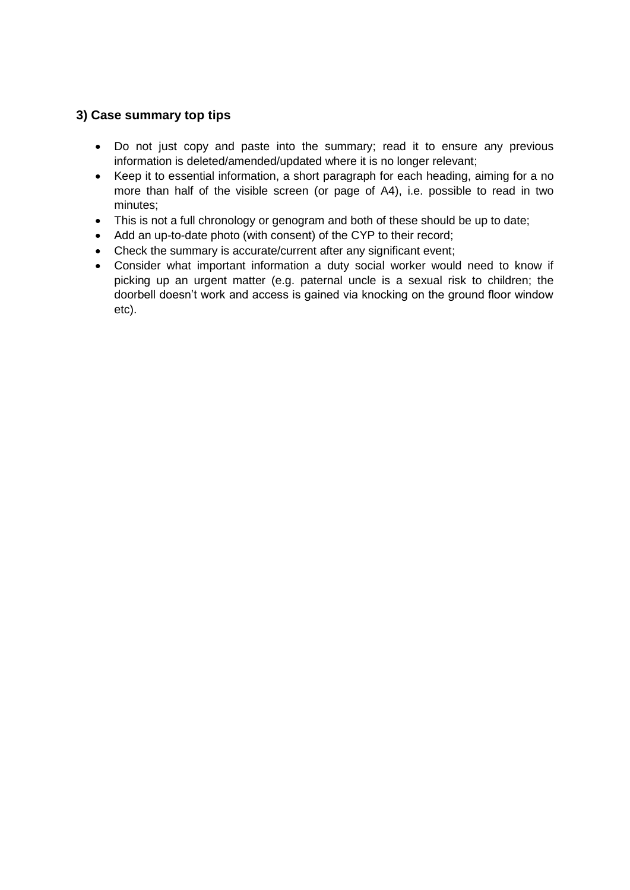### 3) Case summary top tips

- Do not just copy and paste into the summary; read it to ensure any previous information is deleted/amended/updated where it is no longer relevant;
- Keep it to essential information, a short paragraph for each heading, aiming for a no more than half of the visible screen (or page of A4), i.e. possible to read in two minutes;
- This is not a full chronology or genogram and both of these should be up to date;
- Add an up-to-date photo (with consent) of the CYP to their record;
- Check the summary is accurate/current after any significant event;
- Consider what important information a duty social worker would need to know if picking up an urgent matter (e.g. paternal uncle is a sexual risk to children; the doorbell doesn't work and access is gained via knocking on the ground floor window etc).